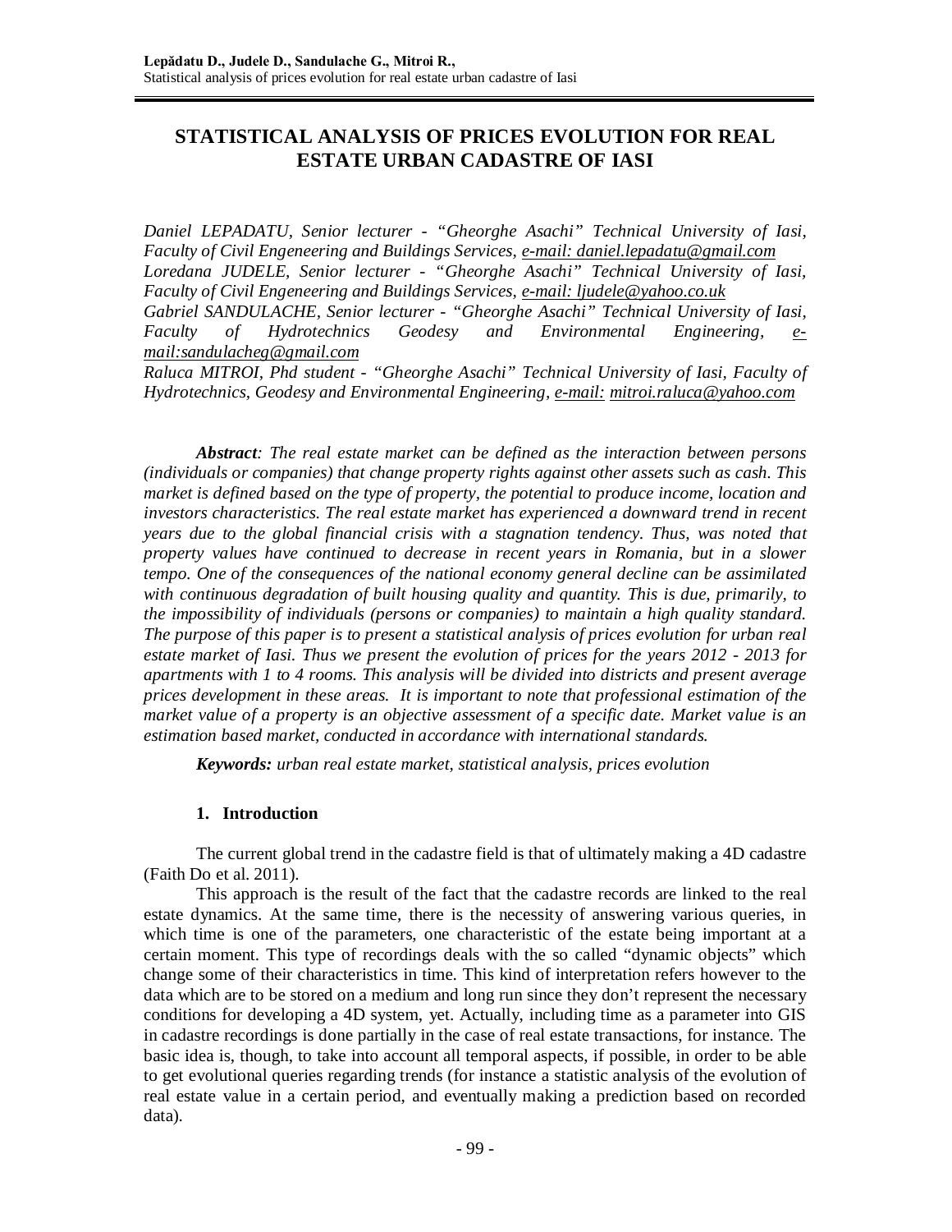# STATISTICAL ANALYSIS OF PRICES EVOLUTION FOR REAL ESTATE URBAN CADASTRE OF IASI

*Daniel LEPADATU, Senior lecturer - "Gheorghe Asachi" Technical University of Iasi, Faculty of Civil Engeneering and Buildings Services, e-mail: daniel.lepadatu@gmail.com*
*Loredana JUDELE, Senior lecturer - "Gheorghe Asachi" Technical University of Iasi, Faculty of Civil Engeneering and Buildings Services, e-mail: ljudele@yahoo.co.uk*
*Gabriel SANDULACHE, Senior lecturer - "Gheorghe Asachi" Technical University of Iasi, Faculty of Hydrotechnics Geodesy and Environmental Engineering, e-mail:sandulacheg@gmail.com*
*Raluca MITROI, Phd student - "Gheorghe Asachi" Technical University of Iasi, Faculty of Hydrotechnics, Geodesy and Environmental Engineering, e-mail: mitroi.raluca@yahoo.com*

***Abstract**: The real estate market can be defined as the interaction between persons (individuals or companies) that change property rights against other assets such as cash. This market is defined based on the type of property, the potential to produce income, location and investors characteristics. The real estate market has experienced a downward trend in recent years due to the global financial crisis with a stagnation tendency. Thus, was noted that property values have continued to decrease in recent years in Romania, but in a slower tempo. One of the consequences of the national economy general decline can be assimilated with continuous degradation of built housing quality and quantity. This is due, primarily, to the impossibility of individuals (persons or companies) to maintain a high quality standard. The purpose of this paper is to present a statistical analysis of prices evolution for urban real estate market of Iasi. Thus we present the evolution of prices for the years 2012 - 2013 for apartments with 1 to 4 rooms. This analysis will be divided into districts and present average prices development in these areas. It is important to note that professional estimation of the market value of a property is an objective assessment of a specific date. Market value is an estimation based market, conducted in accordance with international standards.*

***Keywords:** urban real estate market, statistical analysis, prices evolution*

## 1. Introduction

The current global trend in the cadastre field is that of ultimately making a 4D cadastre (Faith Do et al. 2011).

This approach is the result of the fact that the cadastre records are linked to the real estate dynamics. At the same time, there is the necessity of answering various queries, in which time is one of the parameters, one characteristic of the estate being important at a certain moment. This type of recordings deals with the so called "dynamic objects" which change some of their characteristics in time. This kind of interpretation refers however to the data which are to be stored on a medium and long run since they don't represent the necessary conditions for developing a 4D system, yet. Actually, including time as a parameter into GIS in cadastre recordings is done partially in the case of real estate transactions, for instance. The basic idea is, though, to take into account all temporal aspects, if possible, in order to be able to get evolutional queries regarding trends (for instance a statistic analysis of the evolution of real estate value in a certain period, and eventually making a prediction based on recorded data).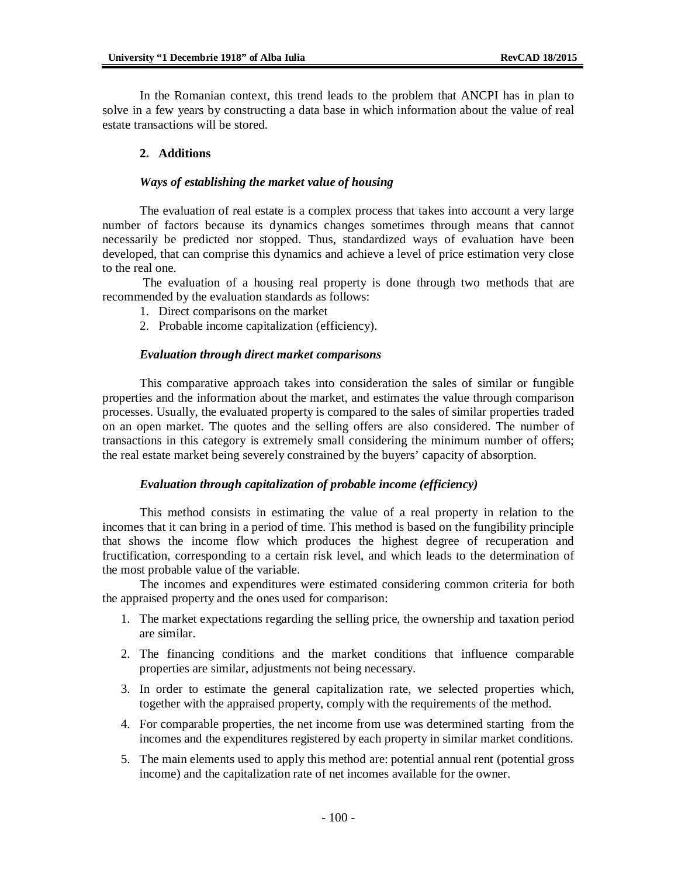In the Romanian context, this trend leads to the problem that ANCPI has in plan to solve in a few years by constructing a data base in which information about the value of real estate transactions will be stored.

## 2. Additions

### *Ways of establishing the market value of housing*

The evaluation of real estate is a complex process that takes into account a very large number of factors because its dynamics changes sometimes through means that cannot necessarily be predicted nor stopped. Thus, standardized ways of evaluation have been developed, that can comprise this dynamics and achieve a level of price estimation very close to the real one.

The evaluation of a housing real property is done through two methods that are recommended by the evaluation standards as follows:

1. Direct comparisons on the market
2. Probable income capitalization (efficiency).

### *Evaluation through direct market comparisons*

This comparative approach takes into consideration the sales of similar or fungible properties and the information about the market, and estimates the value through comparison processes. Usually, the evaluated property is compared to the sales of similar properties traded on an open market. The quotes and the selling offers are also considered. The number of transactions in this category is extremely small considering the minimum number of offers; the real estate market being severely constrained by the buyers' capacity of absorption.

### *Evaluation through capitalization of probable income (efficiency)*

This method consists in estimating the value of a real property in relation to the incomes that it can bring in a period of time. This method is based on the fungibility principle that shows the income flow which produces the highest degree of recuperation and fructification, corresponding to a certain risk level, and which leads to the determination of the most probable value of the variable.

The incomes and expenditures were estimated considering common criteria for both the appraised property and the ones used for comparison:

1. The market expectations regarding the selling price, the ownership and taxation period are similar.
2. The financing conditions and the market conditions that influence comparable properties are similar, adjustments not being necessary.
3. In order to estimate the general capitalization rate, we selected properties which, together with the appraised property, comply with the requirements of the method.
4. For comparable properties, the net income from use was determined starting from the incomes and the expenditures registered by each property in similar market conditions.
5. The main elements used to apply this method are: potential annual rent (potential gross income) and the capitalization rate of net incomes available for the owner.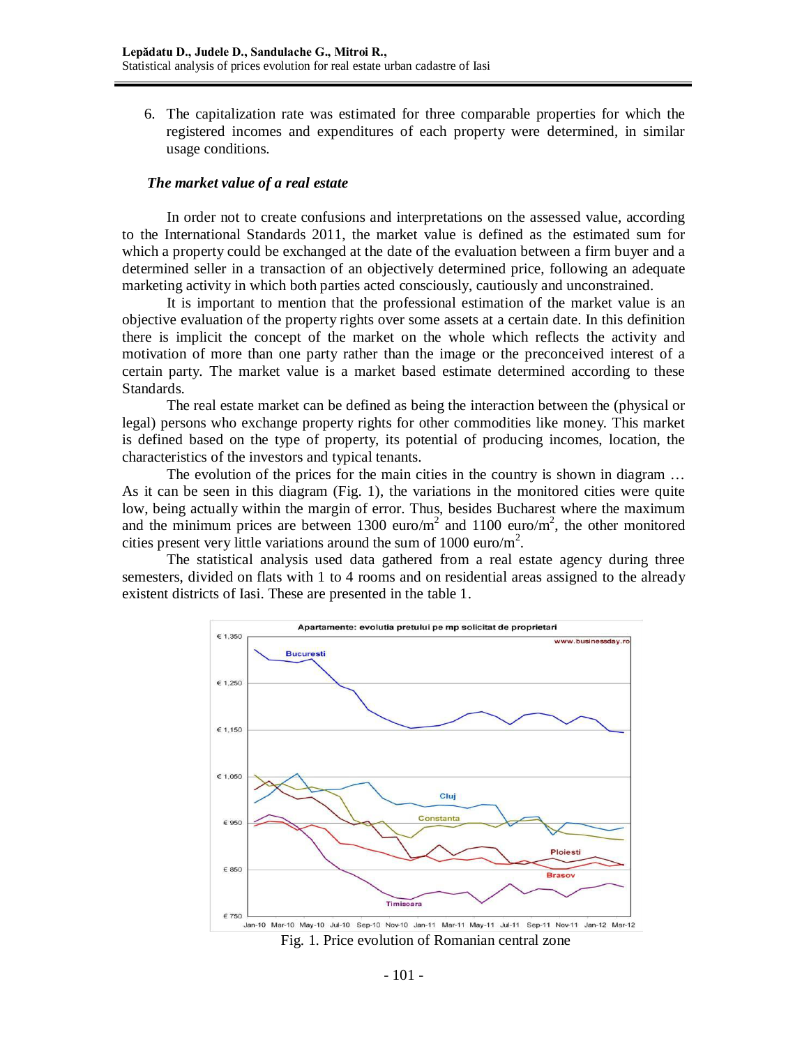6. The capitalization rate was estimated for three comparable properties for which the registered incomes and expenditures of each property were determined, in similar usage conditions.

***The market value of a real estate***

In order not to create confusions and interpretations on the assessed value, according to the International Standards 2011, the market value is defined as the estimated sum for which a property could be exchanged at the date of the evaluation between a firm buyer and a determined seller in a transaction of an objectively determined price, following an adequate marketing activity in which both parties acted consciously, cautiously and unconstrained.

It is important to mention that the professional estimation of the market value is an objective evaluation of the property rights over some assets at a certain date. In this definition there is implicit the concept of the market on the whole which reflects the activity and motivation of more than one party rather than the image or the preconceived interest of a certain party. The market value is a market based estimate determined according to these Standards.

The real estate market can be defined as being the interaction between the (physical or legal) persons who exchange property rights for other commodities like money. This market is defined based on the type of property, its potential of producing incomes, location, the characteristics of the investors and typical tenants.

The evolution of the prices for the main cities in the country is shown in diagram … As it can be seen in this diagram (Fig. 1), the variations in the monitored cities were quite low, being actually within the margin of error. Thus, besides Bucharest where the maximum and the minimum prices are between 1300 euro/m$^2$ and 1100 euro/m$^2$, the other monitored cities present very little variations around the sum of 1000 euro/m$^2$.

The statistical analysis used data gathered from a real estate agency during three semesters, divided on flats with 1 to 4 rooms and on residential areas assigned to the already existent districts of Iasi. These are presented in the table 1.

Fig. 1. Price evolution of Romanian central zone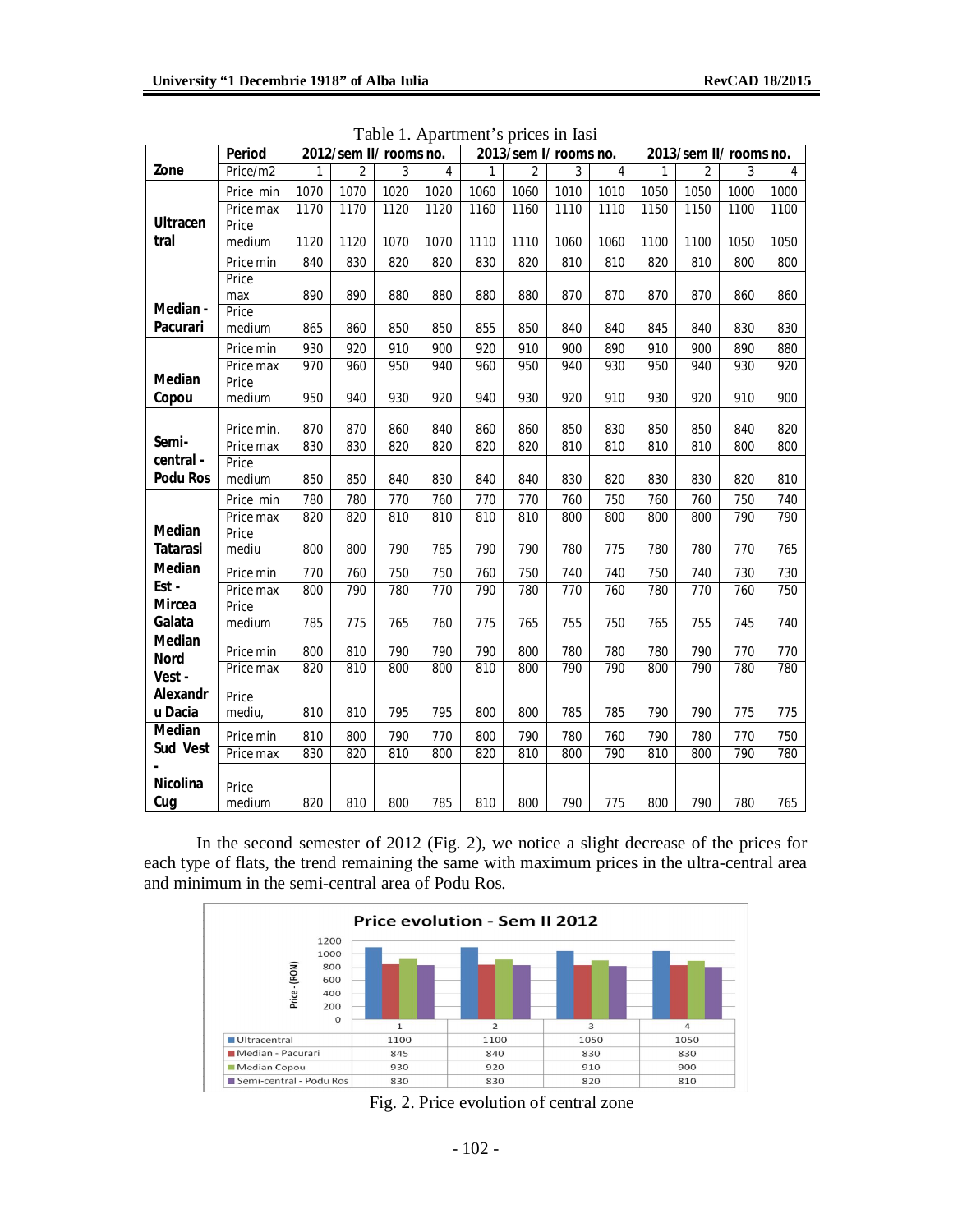Table 1. Apartment's prices in Iasi

| Zone | Period | 2012/sem II/ rooms no. | | | | 2013/sem I/ rooms no. | | | | 2013/sem II/ rooms no. | | | |
|---|---|---|---|---|---|---|---|---|---|---|---|---|---|
| | Price/m2 | 1 | 2 | 3 | 4 | 1 | 2 | 3 | 4 | 1 | 2 | 3 | 4 |
| Ultracentral | Price min | 1070 | 1070 | 1020 | 1020 | 1060 | 1060 | 1010 | 1010 | 1050 | 1050 | 1000 | 1000 |
| | Price max | 1170 | 1170 | 1120 | 1120 | 1160 | 1160 | 1110 | 1110 | 1150 | 1150 | 1100 | 1100 |
| | Price medium | 1120 | 1120 | 1070 | 1070 | 1110 | 1110 | 1060 | 1060 | 1100 | 1100 | 1050 | 1050 |
| Median - Pacurari | Price min | 840 | 830 | 820 | 820 | 830 | 820 | 810 | 810 | 820 | 810 | 800 | 800 |
| | Price max | 890 | 890 | 880 | 880 | 880 | 880 | 870 | 870 | 870 | 870 | 860 | 860 |
| | Price medium | 865 | 860 | 850 | 850 | 855 | 850 | 840 | 840 | 845 | 840 | 830 | 830 |
| Median Copou | Price min | 930 | 920 | 910 | 900 | 920 | 910 | 900 | 890 | 910 | 900 | 890 | 880 |
| | Price max | 970 | 960 | 950 | 940 | 960 | 950 | 940 | 930 | 950 | 940 | 930 | 920 |
| | Price medium | 950 | 940 | 930 | 920 | 940 | 930 | 920 | 910 | 930 | 920 | 910 | 900 |
| Semi-central - Podu Ros | Price min. | 870 | 870 | 860 | 840 | 860 | 860 | 850 | 830 | 850 | 850 | 840 | 820 |
| | Price max | 830 | 830 | 820 | 820 | 820 | 820 | 810 | 810 | 810 | 810 | 800 | 800 |
| | Price medium | 850 | 850 | 840 | 830 | 840 | 840 | 830 | 820 | 830 | 830 | 820 | 810 |
| Median Tatarasi | Price min | 780 | 780 | 770 | 760 | 770 | 770 | 760 | 750 | 760 | 760 | 750 | 740 |
| | Price max | 820 | 820 | 810 | 810 | 810 | 810 | 800 | 800 | 800 | 800 | 790 | 790 |
| | Price mediu | 800 | 800 | 790 | 785 | 790 | 790 | 780 | 775 | 780 | 780 | 770 | 765 |
| Median Est - Mircea Galata | Price min | 770 | 760 | 750 | 750 | 760 | 750 | 740 | 740 | 750 | 740 | 730 | 730 |
| | Price max | 800 | 790 | 780 | 770 | 790 | 780 | 770 | 760 | 780 | 770 | 760 | 750 |
| | Price medium | 785 | 775 | 765 | 760 | 775 | 765 | 755 | 750 | 765 | 755 | 745 | 740 |
| Median Nord Vest - Alexandru Dacia | Price min | 800 | 810 | 790 | 790 | 790 | 800 | 780 | 780 | 780 | 790 | 770 | 770 |
| | Price max | 820 | 810 | 800 | 800 | 810 | 800 | 790 | 790 | 800 | 790 | 780 | 780 |
| | Price mediu, | 810 | 810 | 795 | 795 | 800 | 800 | 785 | 785 | 790 | 790 | 775 | 775 |
| Median Sud Vest - Nicolina Cug | Price min | 810 | 800 | 790 | 770 | 800 | 790 | 780 | 760 | 790 | 780 | 770 | 750 |
| | Price max | 830 | 820 | 810 | 800 | 820 | 810 | 800 | 790 | 810 | 800 | 790 | 780 |
| | Price medium | 820 | 810 | 800 | 785 | 810 | 800 | 790 | 775 | 800 | 790 | 780 | 765 |

In the second semester of 2012 (Fig. 2), we notice a slight decrease of the prices for each type of flats, the trend remaining the same with maximum prices in the ultra-central area and minimum in the semi-central area of Podu Ros.

**Price evolution - Sem II 2012**

| | 1 | 2 | 3 | 4 |
|---|---|---|---|---|
| Ultracentral | 1100 | 1100 | 1050 | 1050 |
| Median - Pacurari | 845 | 840 | 830 | 830 |
| Median Copou | 930 | 920 | 910 | 900 |
| Semi-central - Podu Ros | 830 | 830 | 820 | 810 |

Fig. 2. Price evolution of central zone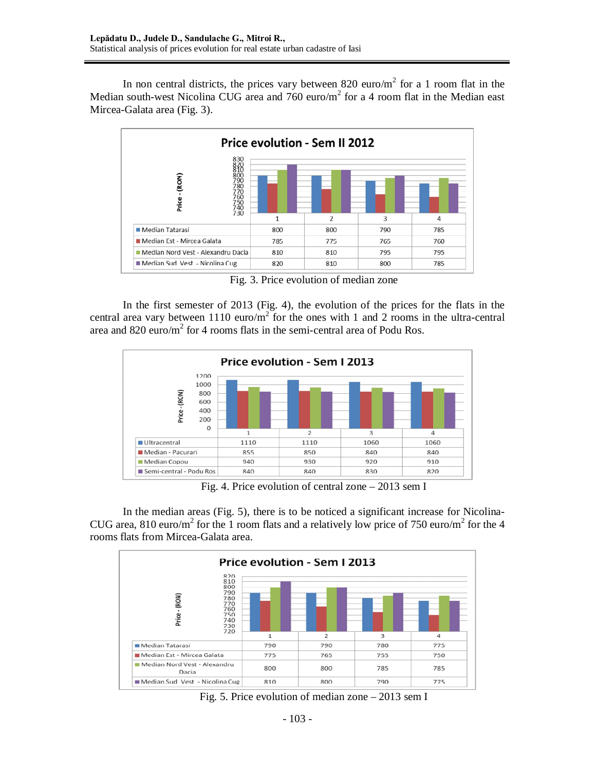In non central districts, the prices vary between 820 euro/m$^2$ for a 1 room flat in the Median south-west Nicolina CUG area and 760 euro/m$^2$ for a 4 room flat in the Median east Mircea-Galata area (Fig. 3).

**Price evolution - Sem II 2012**

|  | 1 | 2 | 3 | 4 |
|---|---|---|---|---|
| Median Tatarasi | 800 | 800 | 790 | 785 |
| Median Est - Mircea Galata | 785 | 775 | 765 | 760 |
| Median Nord Vest - Alexandru Dacia | 810 | 810 | 795 | 795 |
| Median Sud Vest - Nicolina Cug | 820 | 810 | 800 | 785 |

Fig. 3. Price evolution of median zone

In the first semester of 2013 (Fig. 4), the evolution of the prices for the flats in the central area vary between 1110 euro/m$^2$ for the ones with 1 and 2 rooms in the ultra-central area and 820 euro/m$^2$ for 4 rooms flats in the semi-central area of Podu Ros.

**Price evolution - Sem I 2013**

|  | 1 | 2 | 3 | 4 |
|---|---|---|---|---|
| Ultracentral | 1110 | 1110 | 1060 | 1060 |
| Median - Pacurari | 855 | 850 | 840 | 840 |
| Median Copou | 940 | 930 | 920 | 910 |
| Semi-central - Podu Ros | 840 | 840 | 830 | 820 |

Fig. 4. Price evolution of central zone – 2013 sem I

In the median areas (Fig. 5), there is to be noticed a significant increase for Nicolina-CUG area, 810 euro/m$^2$ for the 1 room flats and a relatively low price of 750 euro/m$^2$ for the 4 rooms flats from Mircea-Galata area.

**Price evolution - Sem I 2013**

|  | 1 | 2 | 3 | 4 |
|---|---|---|---|---|
| Median Tatarasi | 790 | 790 | 780 | 775 |
| Median Est - Mircea Galata | 775 | 765 | 755 | 750 |
| Median Nord Vest - Alexandru Dacia | 800 | 800 | 785 | 785 |
| Median Sud Vest - Nicolina Cug | 810 | 800 | 790 | 775 |

Fig. 5. Price evolution of median zone – 2013 sem I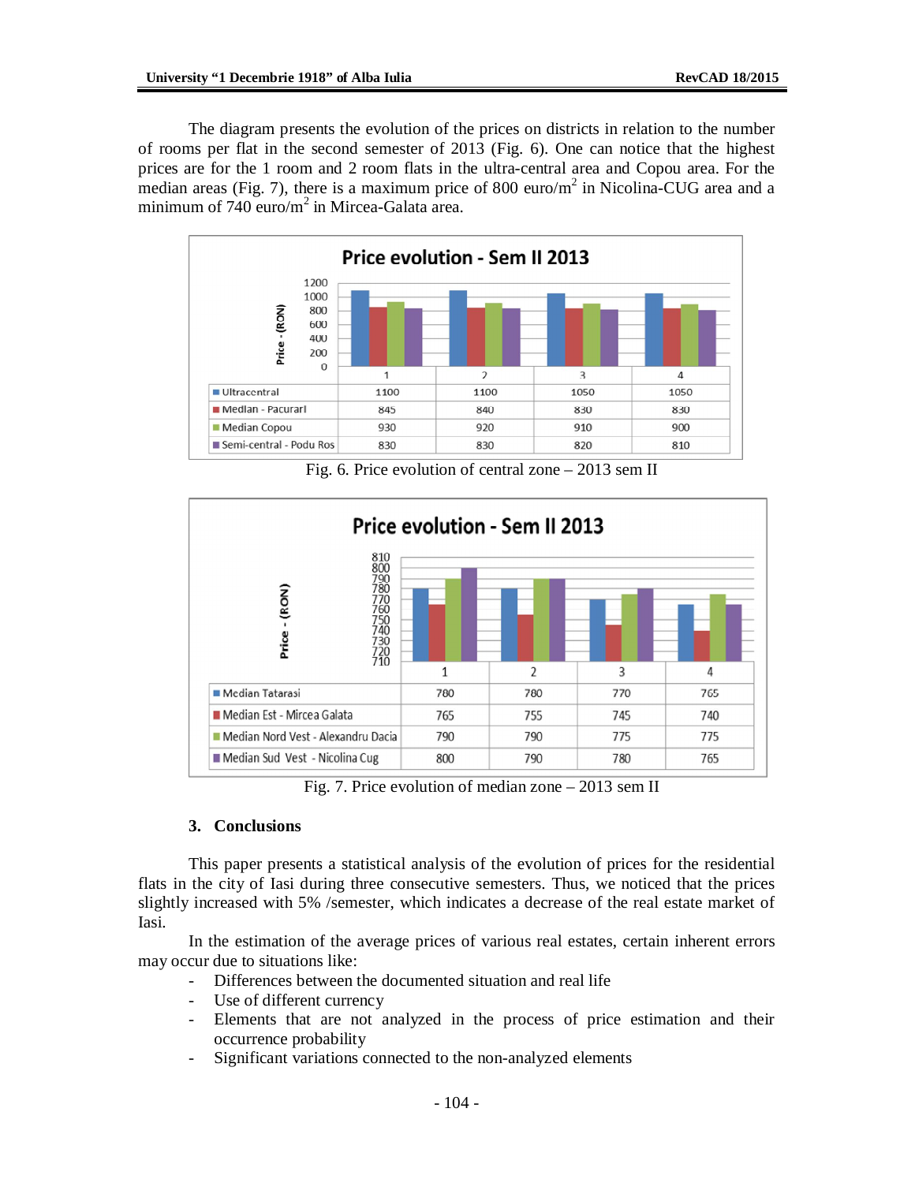The diagram presents the evolution of the prices on districts in relation to the number of rooms per flat in the second semester of 2013 (Fig. 6). One can notice that the highest prices are for the 1 room and 2 room flats in the ultra-central area and Copou area. For the median areas (Fig. 7), there is a maximum price of 800 euro/m$^2$ in Nicolina-CUG area and a minimum of 740 euro/m$^2$ in Mircea-Galata area.

**Price evolution - Sem II 2013**

| | 1 | 2 | 3 | 4 |
|---|---|---|---|---|
| Ultracentral | 1100 | 1100 | 1050 | 1050 |
| Median - Pacurari | 845 | 840 | 830 | 830 |
| Median Copou | 930 | 920 | 910 | 900 |
| Semi-central - Podu Ros | 830 | 830 | 820 | 810 |

Fig. 6. Price evolution of central zone – 2013 sem II

**Price evolution - Sem II 2013**

| | 1 | 2 | 3 | 4 |
|---|---|---|---|---|
| Median Tatarasi | 780 | 780 | 770 | 765 |
| Median Est - Mircea Galata | 765 | 755 | 745 | 740 |
| Median Nord Vest - Alexandru Dacia | 790 | 790 | 775 | 775 |
| Median Sud Vest - Nicolina Cug | 800 | 790 | 780 | 765 |

Fig. 7. Price evolution of median zone – 2013 sem II

## 3. Conclusions

This paper presents a statistical analysis of the evolution of prices for the residential flats in the city of Iasi during three consecutive semesters. Thus, we noticed that the prices slightly increased with 5% /semester, which indicates a decrease of the real estate market of Iasi.

In the estimation of the average prices of various real estates, certain inherent errors may occur due to situations like:

- Differences between the documented situation and real life
- Use of different currency
- Elements that are not analyzed in the process of price estimation and their occurrence probability
- Significant variations connected to the non-analyzed elements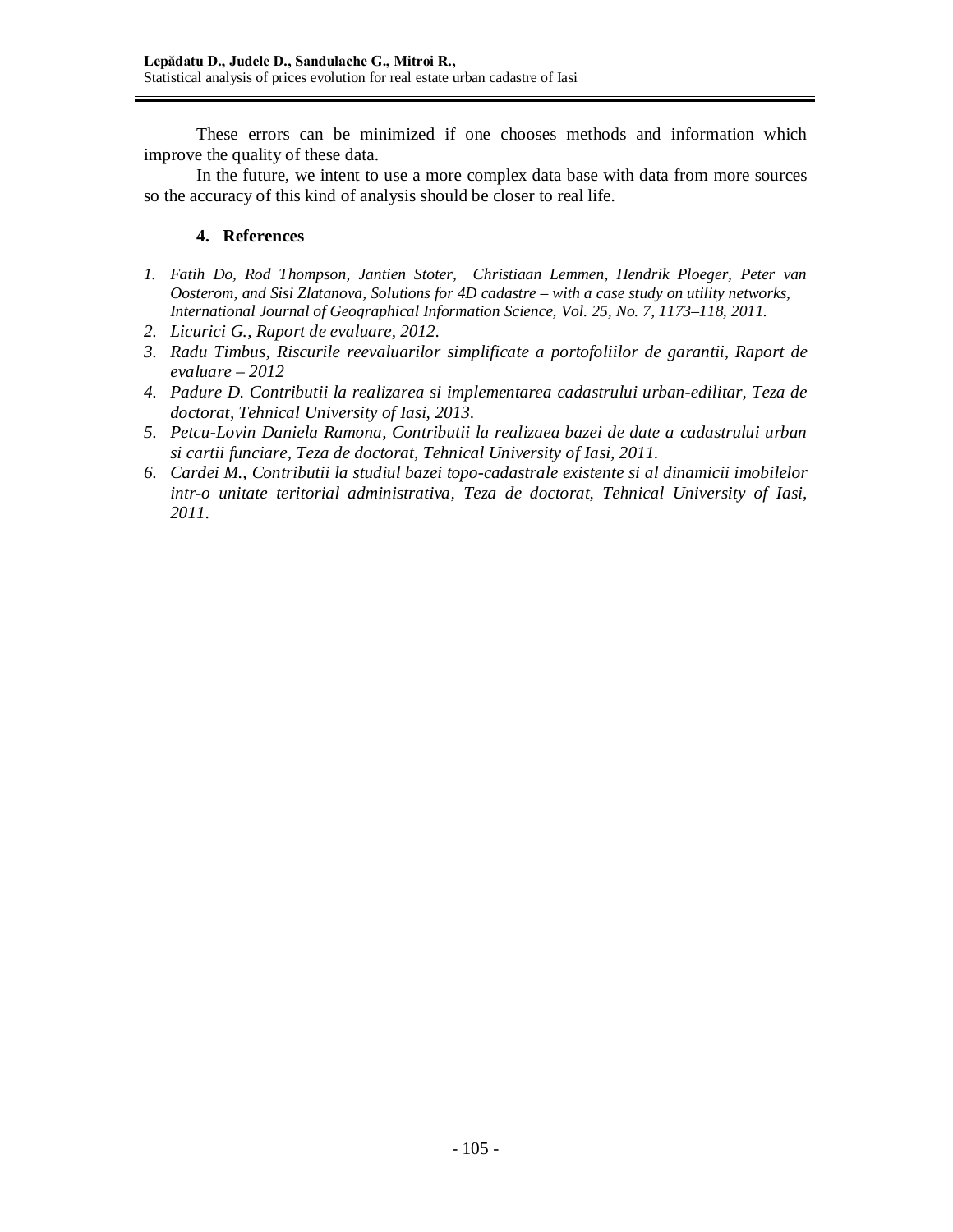These errors can be minimized if one chooses methods and information which improve the quality of these data.

In the future, we intent to use a more complex data base with data from more sources so the accuracy of this kind of analysis should be closer to real life.

## 4. References

1. *Fatih Do, Rod Thompson, Jantien Stoter, Christiaan Lemmen, Hendrik Ploeger, Peter van Oosterom, and Sisi Zlatanova, Solutions for 4D cadastre – with a case study on utility networks, International Journal of Geographical Information Science, Vol. 25, No. 7, 1173–118, 2011.*
2. *Licurici G., Raport de evaluare, 2012.*
3. *Radu Timbus, Riscurile reevaluarilor simplificate a portofoliilor de garantii, Raport de evaluare – 2012*
4. *Padure D. Contributii la realizarea si implementarea cadastrului urban-edilitar, Teza de doctorat, Tehnical University of Iasi, 2013.*
5. *Petcu-Lovin Daniela Ramona, Contributii la realizaea bazei de date a cadastrului urban si cartii funciare, Teza de doctorat, Tehnical University of Iasi, 2011.*
6. *Cardei M., Contributii la studiul bazei topo-cadastrale existente si al dinamicii imobilelor intr-o unitate teritorial administrativa, Teza de doctorat, Tehnical University of Iasi, 2011.*